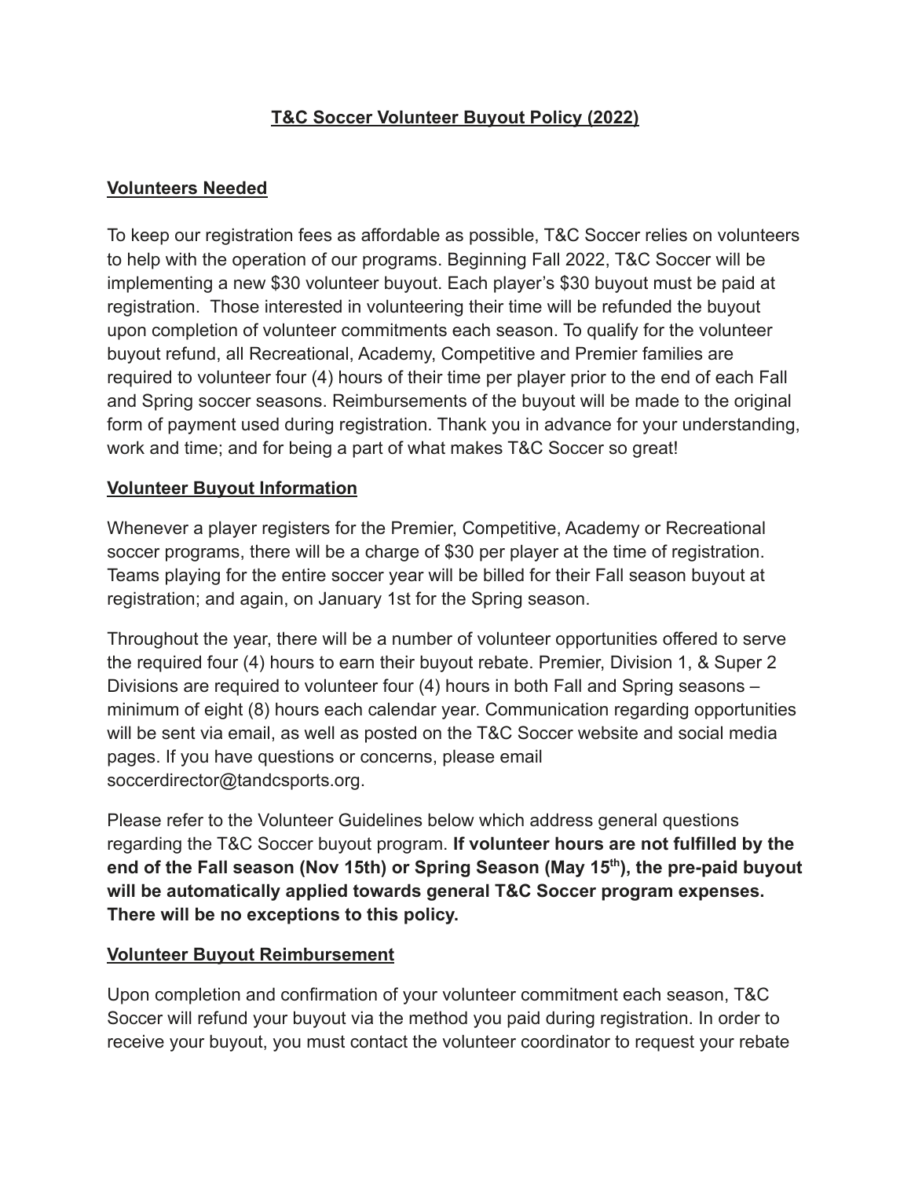# T&C Soccer Volunteer Buyout Policy (2022)

## Volunteers Needed

To keep our registration fees as affordable as possible, T&C Soccer relies on volunteers to help with the operation of our programs. Beginning Fall 2022, T&C Soccer will be implementing a new $30 volunteer buyout. Each player's $30 buyout must be paid at registration. Those interested in volunteering their time will be refunded the buyout upon completion of volunteer commitments each season. To qualify for the volunteer buyout refund, all Recreational, Academy, Competitive and Premier families are required to volunteer four (4) hours of their time per player prior to the end of each Fall and Spring soccer seasons. Reimbursements of the buyout will be made to the original form of payment used during registration. Thank you in advance for your understanding, work and time; and for being a part of what makes T&C Soccer so great!

## Volunteer Buyout Information

Whenever a player registers for the Premier, Competitive, Academy or Recreational soccer programs, there will be a charge of $30 per player at the time of registration. Teams playing for the entire soccer year will be billed for their Fall season buyout at registration; and again, on January 1st for the Spring season.

Throughout the year, there will be a number of volunteer opportunities offered to serve the required four (4) hours to earn their buyout rebate. Premier, Division 1, & Super 2 Divisions are required to volunteer four (4) hours in both Fall and Spring seasons – minimum of eight (8) hours each calendar year. Communication regarding opportunities will be sent via email, as well as posted on the T&C Soccer website and social media pages. If you have questions or concerns, please email soccerdirector@tandcsports.org.

Please refer to the Volunteer Guidelines below which address general questions regarding the T&C Soccer buyout program. **If volunteer hours are not fulfilled by the end of the Fall season (Nov 15th) or Spring Season (May 15th), the pre-paid buyout will be automatically applied towards general T&C Soccer program expenses. There will be no exceptions to this policy.**

## Volunteer Buyout Reimbursement

Upon completion and confirmation of your volunteer commitment each season, T&C Soccer will refund your buyout via the method you paid during registration. In order to receive your buyout, you must contact the volunteer coordinator to request your rebate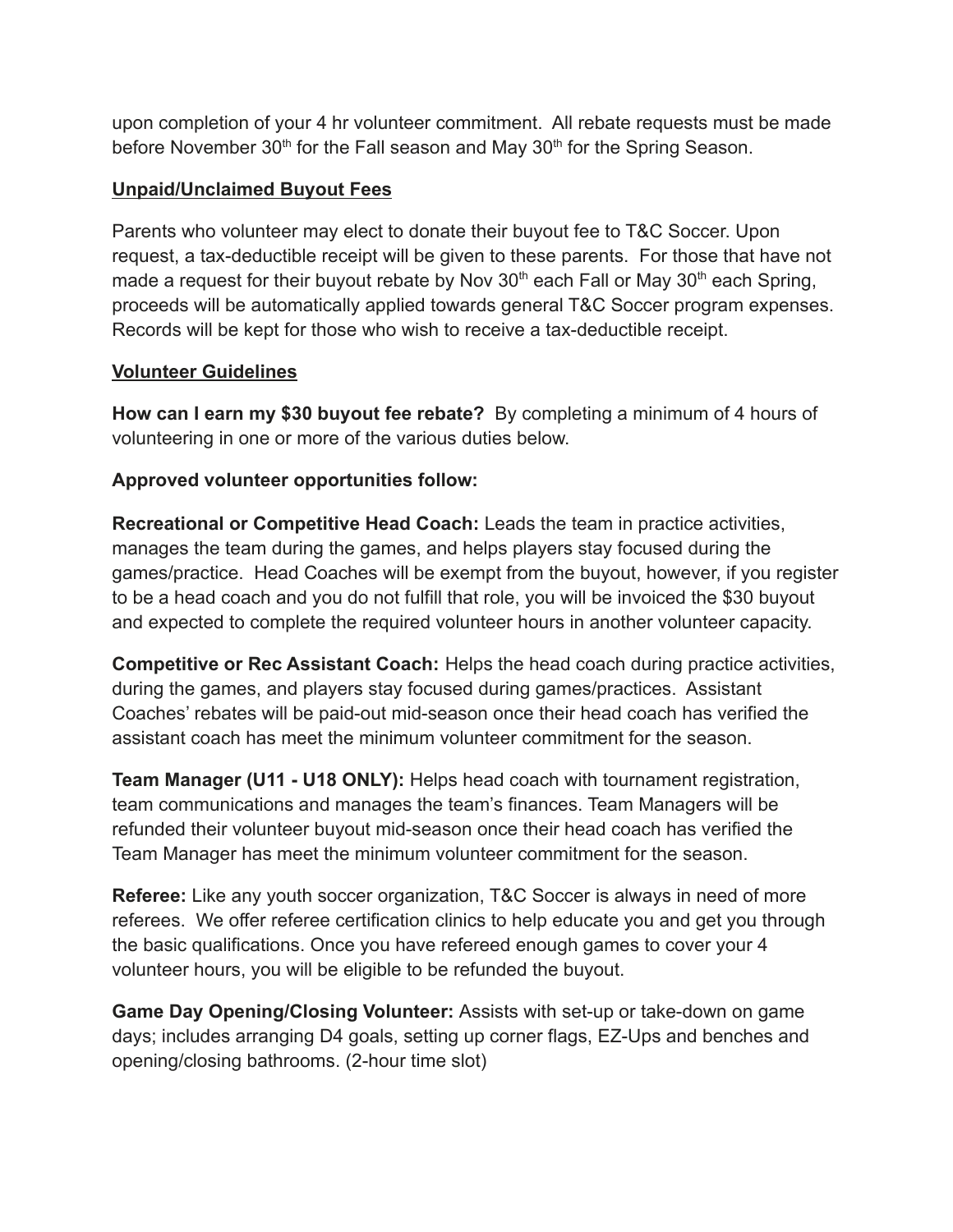upon completion of your 4 hr volunteer commitment. All rebate requests must be made before November 30th for the Fall season and May 30th for the Spring Season.

**<u>Unpaid/Unclaimed Buyout Fees</u>**

Parents who volunteer may elect to donate their buyout fee to T&C Soccer. Upon request, a tax-deductible receipt will be given to these parents. For those that have not made a request for their buyout rebate by Nov 30th each Fall or May 30th each Spring, proceeds will be automatically applied towards general T&C Soccer program expenses. Records will be kept for those who wish to receive a tax-deductible receipt.

**<u>Volunteer Guidelines</u>**

**How can I earn my $30 buyout fee rebate?** By completing a minimum of 4 hours of volunteering in one or more of the various duties below.

**Approved volunteer opportunities follow:**

**Recreational or Competitive Head Coach:** Leads the team in practice activities, manages the team during the games, and helps players stay focused during the games/practice. Head Coaches will be exempt from the buyout, however, if you register to be a head coach and you do not fulfill that role, you will be invoiced the $30 buyout and expected to complete the required volunteer hours in another volunteer capacity.

**Competitive or Rec Assistant Coach:** Helps the head coach during practice activities, during the games, and players stay focused during games/practices. Assistant Coaches' rebates will be paid-out mid-season once their head coach has verified the assistant coach has meet the minimum volunteer commitment for the season.

**Team Manager (U11 - U18 ONLY):** Helps head coach with tournament registration, team communications and manages the team's finances. Team Managers will be refunded their volunteer buyout mid-season once their head coach has verified the Team Manager has meet the minimum volunteer commitment for the season.

**Referee:** Like any youth soccer organization, T&C Soccer is always in need of more referees. We offer referee certification clinics to help educate you and get you through the basic qualifications. Once you have refereed enough games to cover your 4 volunteer hours, you will be eligible to be refunded the buyout.

**Game Day Opening/Closing Volunteer:** Assists with set-up or take-down on game days; includes arranging D4 goals, setting up corner flags, EZ-Ups and benches and opening/closing bathrooms. (2-hour time slot)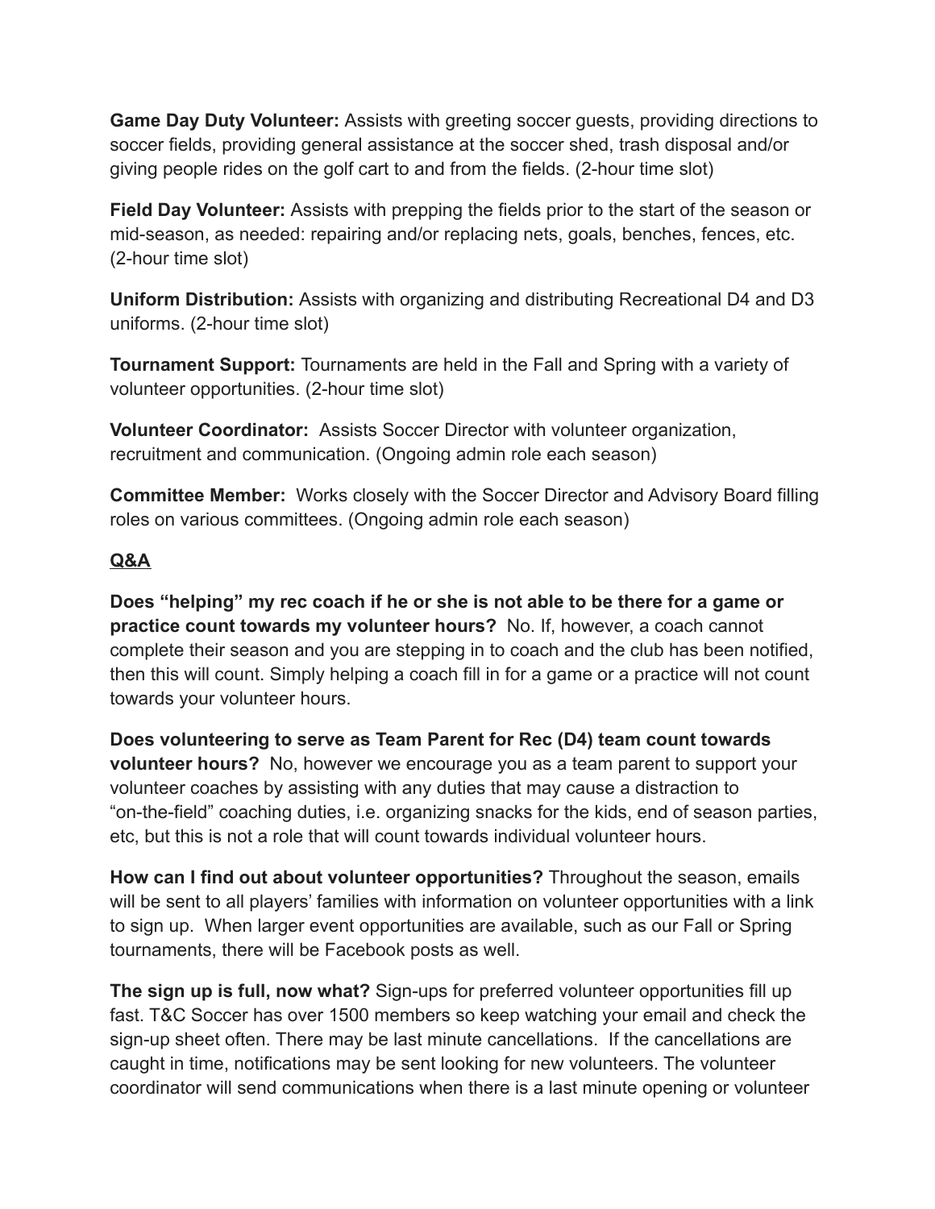**Game Day Duty Volunteer:** Assists with greeting soccer guests, providing directions to soccer fields, providing general assistance at the soccer shed, trash disposal and/or giving people rides on the golf cart to and from the fields. (2-hour time slot)

**Field Day Volunteer:** Assists with prepping the fields prior to the start of the season or mid-season, as needed: repairing and/or replacing nets, goals, benches, fences, etc. (2-hour time slot)

**Uniform Distribution:** Assists with organizing and distributing Recreational D4 and D3 uniforms. (2-hour time slot)

**Tournament Support:** Tournaments are held in the Fall and Spring with a variety of volunteer opportunities. (2-hour time slot)

**Volunteer Coordinator:** Assists Soccer Director with volunteer organization, recruitment and communication. (Ongoing admin role each season)

**Committee Member:** Works closely with the Soccer Director and Advisory Board filling roles on various committees. (Ongoing admin role each season)

**Q&A**

**Does "helping" my rec coach if he or she is not able to be there for a game or practice count towards my volunteer hours?** No. If, however, a coach cannot complete their season and you are stepping in to coach and the club has been notified, then this will count. Simply helping a coach fill in for a game or a practice will not count towards your volunteer hours.

**Does volunteering to serve as Team Parent for Rec (D4) team count towards volunteer hours?** No, however we encourage you as a team parent to support your volunteer coaches by assisting with any duties that may cause a distraction to "on-the-field" coaching duties, i.e. organizing snacks for the kids, end of season parties, etc, but this is not a role that will count towards individual volunteer hours.

**How can I find out about volunteer opportunities?** Throughout the season, emails will be sent to all players' families with information on volunteer opportunities with a link to sign up. When larger event opportunities are available, such as our Fall or Spring tournaments, there will be Facebook posts as well.

**The sign up is full, now what?** Sign-ups for preferred volunteer opportunities fill up fast. T&C Soccer has over 1500 members so keep watching your email and check the sign-up sheet often. There may be last minute cancellations. If the cancellations are caught in time, notifications may be sent looking for new volunteers. The volunteer coordinator will send communications when there is a last minute opening or volunteer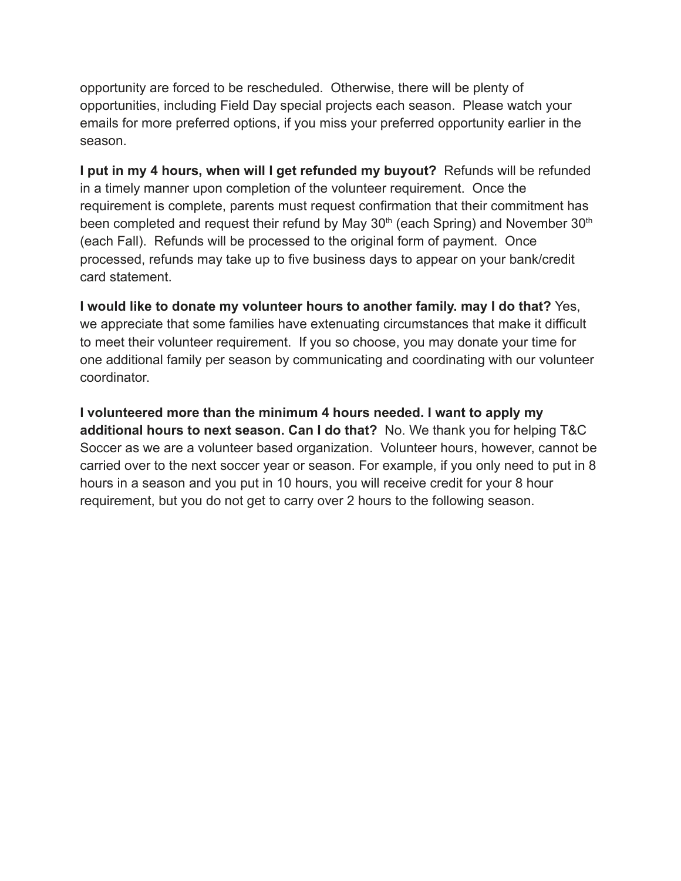opportunity are forced to be rescheduled. Otherwise, there will be plenty of opportunities, including Field Day special projects each season. Please watch your emails for more preferred options, if you miss your preferred opportunity earlier in the season.

**I put in my 4 hours, when will I get refunded my buyout?** Refunds will be refunded in a timely manner upon completion of the volunteer requirement. Once the requirement is complete, parents must request confirmation that their commitment has been completed and request their refund by May 30th (each Spring) and November 30th (each Fall). Refunds will be processed to the original form of payment. Once processed, refunds may take up to five business days to appear on your bank/credit card statement.

**I would like to donate my volunteer hours to another family. may I do that?** Yes, we appreciate that some families have extenuating circumstances that make it difficult to meet their volunteer requirement. If you so choose, you may donate your time for one additional family per season by communicating and coordinating with our volunteer coordinator.

**I volunteered more than the minimum 4 hours needed. I want to apply my additional hours to next season. Can I do that?** No. We thank you for helping T&C Soccer as we are a volunteer based organization. Volunteer hours, however, cannot be carried over to the next soccer year or season. For example, if you only need to put in 8 hours in a season and you put in 10 hours, you will receive credit for your 8 hour requirement, but you do not get to carry over 2 hours to the following season.